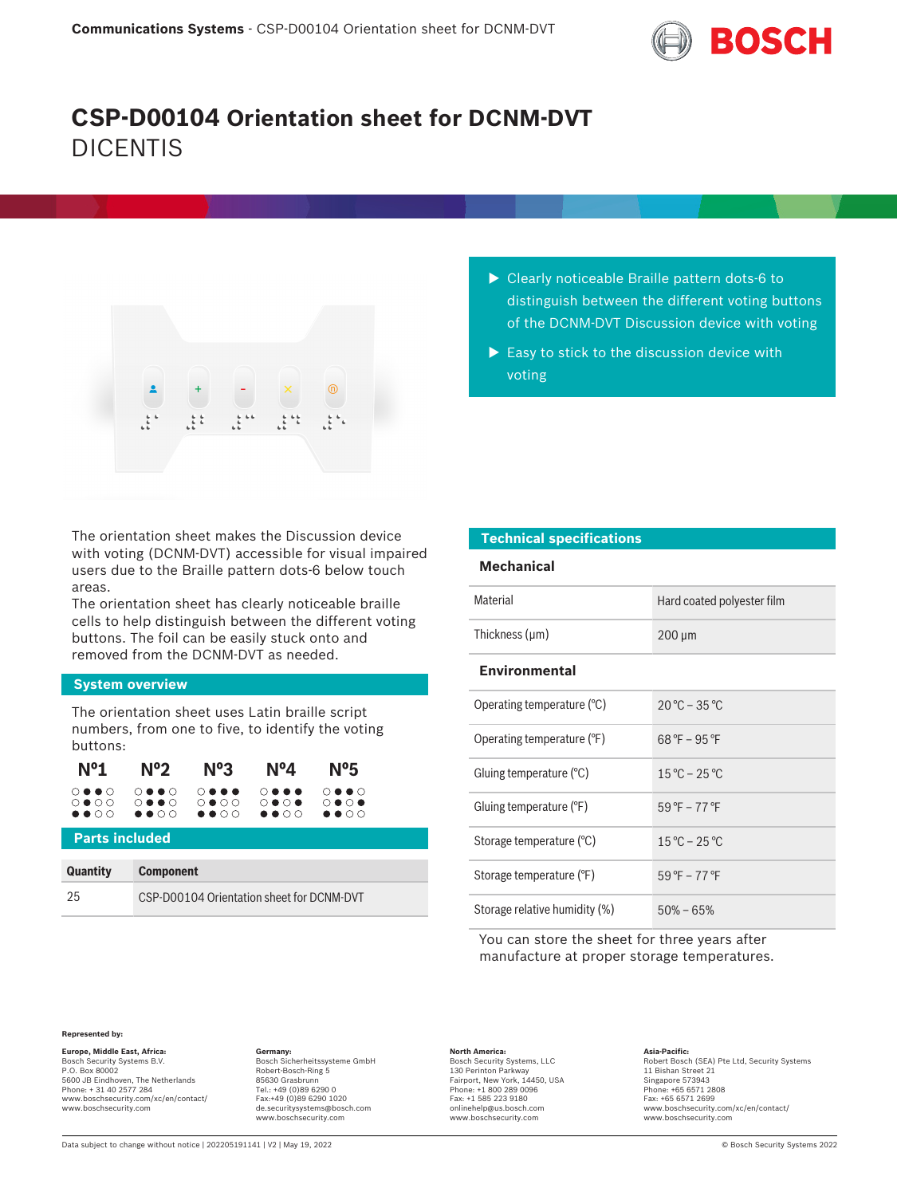# CSP-D00104 Orientation sheet for DCNM-DVT

DICENTIS

- Clearly noticeable Braille pattern dots-6 to distinguish between the different voting buttons of the DCNM-DVT Discussion device with voting
- Easy to stick to the discussion device with voting

The orientation sheet makes the Discussion device with voting (DCNM-DVT) accessible for visual impaired users due to the Braille pattern dots-6 below touch areas.
The orientation sheet has clearly noticeable braille cells to help distinguish between the different voting buttons. The foil can be easily stuck onto and removed from the DCNM-DVT as needed.

## System overview

The orientation sheet uses Latin braille script numbers, from one to five, to identify the voting buttons:

| Nº1 | Nº2 | Nº3 | Nº4 | Nº5 |
|---|---|---|---|---|
| ○●●○ | ○●●○ | ○●●● | ○●●● | ○●●○ |
| ○●○○ | ○●●○ | ○●○○ | ○●○● | ○●○● |
| ●●○○ | ●●○○ | ●●○○ | ●●○○ | ●●○○ |

## Parts included

| Quantity | Component |
|---|---|
| 25 | CSP-D00104 Orientation sheet for DCNM-DVT |

## Technical specifications

### Mechanical

| | |
|---|---|
| Material | Hard coated polyester film |
| Thickness (µm) | 200 µm |

### Environmental

| | |
|---|---|
| Operating temperature (°C) | 20 °C – 35 °C |
| Operating temperature (°F) | 68 °F – 95 °F |
| Gluing temperature (°C) | 15 °C – 25 °C |
| Gluing temperature (°F) | 59 °F – 77 °F |
| Storage temperature (°C) | 15 °C – 25 °C |
| Storage temperature (°F) | 59 °F – 77 °F |
| Storage relative humidity (%) | 50% – 65% |

You can store the sheet for three years after manufacture at proper storage temperatures.

**Represented by:**

**Europe, Middle East, Africa:**
Bosch Security Systems B.V.
P.O. Box 80002
5600 JB Eindhoven, The Netherlands
Phone: + 31 40 2577 284
www.boschsecurity.com/xc/en/contact/
www.boschsecurity.com

**Germany:**
Bosch Sicherheitssysteme GmbH
Robert-Bosch-Ring 5
85630 Grasbrunn
Tel.: +49 (0)89 6290 0
Fax:+49 (0)89 6290 1020
de.securitysystems@bosch.com
www.boschsecurity.com

**North America:**
Bosch Security Systems, LLC
130 Perinton Parkway
Fairport, New York, 14450, USA
Phone: +1 800 289 0096
Fax: +1 585 223 9180
onlinehelp@us.bosch.com
www.boschsecurity.com

**Asia-Pacific:**
Robert Bosch (SEA) Pte Ltd, Security Systems
11 Bishan Street 21
Singapore 573943
Phone: +65 6571 2808
Fax: +65 6571 2699
www.boschsecurity.com/xc/en/contact/
www.boschsecurity.com

Data subject to change without notice | 202205191141 | V2 | May 19, 2022

© Bosch Security Systems 2022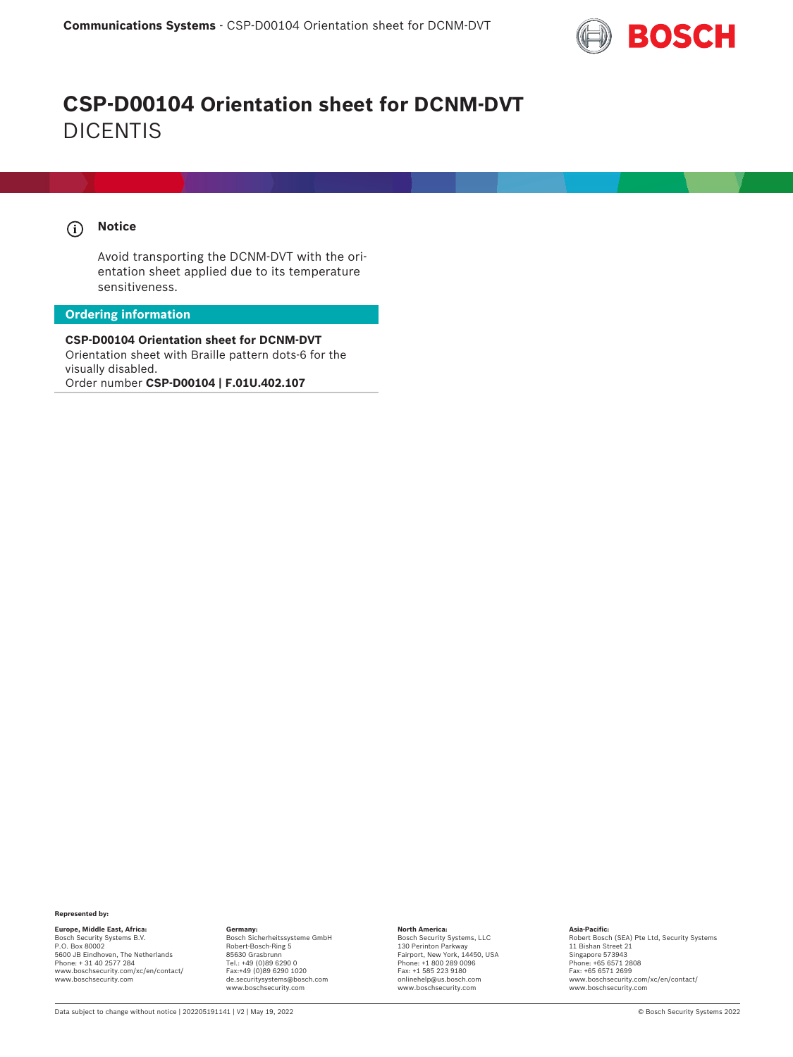# CSP-D00104 Orientation sheet for DCNM-DVT

DICENTIS

**Notice**

Avoid transporting the DCNM-DVT with the orientation sheet applied due to its temperature sensitiveness.

## Ordering information

**CSP-D00104 Orientation sheet for DCNM-DVT**
Orientation sheet with Braille pattern dots-6 for the visually disabled.
Order number **CSP-D00104 | F.01U.402.107**

**Represented by:**

**Europe, Middle East, Africa:**
Bosch Security Systems B.V.
P.O. Box 80002
5600 JB Eindhoven, The Netherlands
Phone: + 31 40 2577 284
www.boschsecurity.com/xc/en/contact/
www.boschsecurity.com

**Germany:**
Bosch Sicherheitssysteme GmbH
Robert-Bosch-Ring 5
85630 Grasbrunn
Tel.: +49 (0)89 6290 0
Fax:+49 (0)89 6290 1020
de.securitysystems@bosch.com
www.boschsecurity.com

**North America:**
Bosch Security Systems, LLC
130 Perinton Parkway
Fairport, New York, 14450, USA
Phone: +1 800 289 0096
Fax: +1 585 223 9180
onlinehelp@us.bosch.com
www.boschsecurity.com

**Asia-Pacific:**
Robert Bosch (SEA) Pte Ltd, Security Systems
11 Bishan Street 21
Singapore 573943
Phone: +65 6571 2808
Fax: +65 6571 2699
www.boschsecurity.com/xc/en/contact/
www.boschsecurity.com

Data subject to change without notice | 202205191141 | V2 | May 19, 2022

© Bosch Security Systems 2022